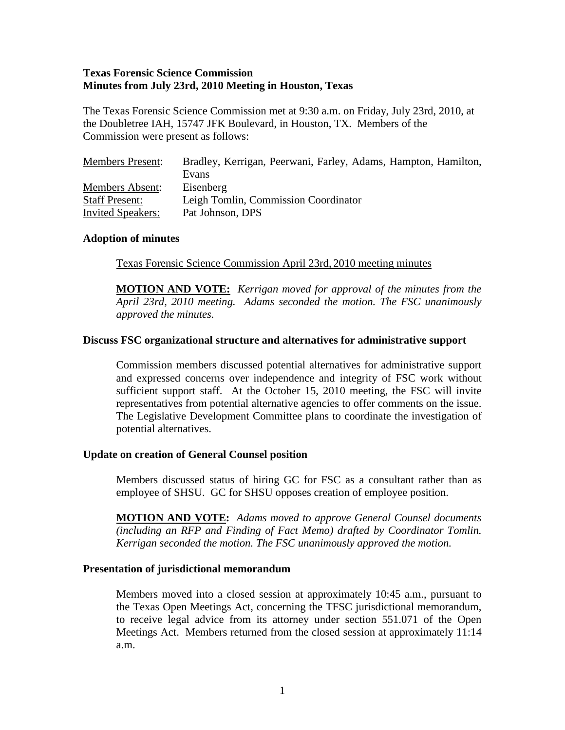**Texas Forensic Science Commission**
**Minutes from July 23rd, 2010 Meeting in Houston, Texas**

The Texas Forensic Science Commission met at 9:30 a.m. on Friday, July 23rd, 2010, at the Doubletree IAH, 15747 JFK Boulevard, in Houston, TX. Members of the Commission were present as follows:

| | |
|---|---|
| Members Present: | Bradley, Kerrigan, Peerwani, Farley, Adams, Hampton, Hamilton, Evans |
| Members Absent: | Eisenberg |
| Staff Present: | Leigh Tomlin, Commission Coordinator |
| Invited Speakers: | Pat Johnson, DPS |

### Adoption of minutes

Texas Forensic Science Commission April 23rd, 2010 meeting minutes

**MOTION AND VOTE:** *Kerrigan moved for approval of the minutes from the April 23rd, 2010 meeting. Adams seconded the motion. The FSC unanimously approved the minutes.*

### Discuss FSC organizational structure and alternatives for administrative support

Commission members discussed potential alternatives for administrative support and expressed concerns over independence and integrity of FSC work without sufficient support staff. At the October 15, 2010 meeting, the FSC will invite representatives from potential alternative agencies to offer comments on the issue. The Legislative Development Committee plans to coordinate the investigation of potential alternatives.

### Update on creation of General Counsel position

Members discussed status of hiring GC for FSC as a consultant rather than as employee of SHSU. GC for SHSU opposes creation of employee position.

**MOTION AND VOTE:** *Adams moved to approve General Counsel documents (including an RFP and Finding of Fact Memo) drafted by Coordinator Tomlin. Kerrigan seconded the motion. The FSC unanimously approved the motion.*

### Presentation of jurisdictional memorandum

Members moved into a closed session at approximately 10:45 a.m., pursuant to the Texas Open Meetings Act, concerning the TFSC jurisdictional memorandum, to receive legal advice from its attorney under section 551.071 of the Open Meetings Act. Members returned from the closed session at approximately 11:14 a.m.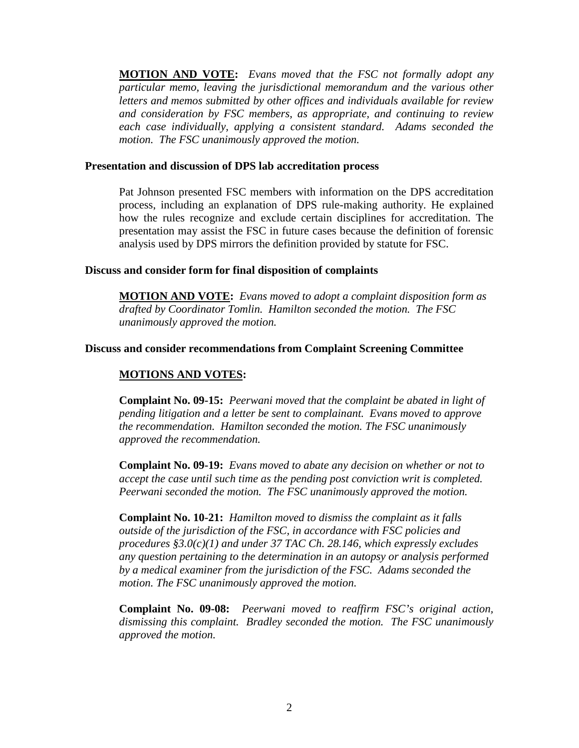**MOTION AND VOTE:** *Evans moved that the FSC not formally adopt any particular memo, leaving the jurisdictional memorandum and the various other letters and memos submitted by other offices and individuals available for review and consideration by FSC members, as appropriate, and continuing to review each case individually, applying a consistent standard. Adams seconded the motion. The FSC unanimously approved the motion.*

**Presentation and discussion of DPS lab accreditation process**

Pat Johnson presented FSC members with information on the DPS accreditation process, including an explanation of DPS rule-making authority. He explained how the rules recognize and exclude certain disciplines for accreditation. The presentation may assist the FSC in future cases because the definition of forensic analysis used by DPS mirrors the definition provided by statute for FSC.

**Discuss and consider form for final disposition of complaints**

**MOTION AND VOTE:** *Evans moved to adopt a complaint disposition form as drafted by Coordinator Tomlin. Hamilton seconded the motion. The FSC unanimously approved the motion.*

**Discuss and consider recommendations from Complaint Screening Committee**

**MOTIONS AND VOTES:**

**Complaint No. 09-15:** *Peerwani moved that the complaint be abated in light of pending litigation and a letter be sent to complainant. Evans moved to approve the recommendation. Hamilton seconded the motion. The FSC unanimously approved the recommendation.*

**Complaint No. 09-19:** *Evans moved to abate any decision on whether or not to accept the case until such time as the pending post conviction writ is completed. Peerwani seconded the motion. The FSC unanimously approved the motion.*

**Complaint No. 10-21:** *Hamilton moved to dismiss the complaint as it falls outside of the jurisdiction of the FSC, in accordance with FSC policies and procedures §3.0(c)(1) and under 37 TAC Ch. 28.146, which expressly excludes any question pertaining to the determination in an autopsy or analysis performed by a medical examiner from the jurisdiction of the FSC. Adams seconded the motion. The FSC unanimously approved the motion.*

**Complaint No. 09-08:** *Peerwani moved to reaffirm FSC's original action, dismissing this complaint. Bradley seconded the motion. The FSC unanimously approved the motion.*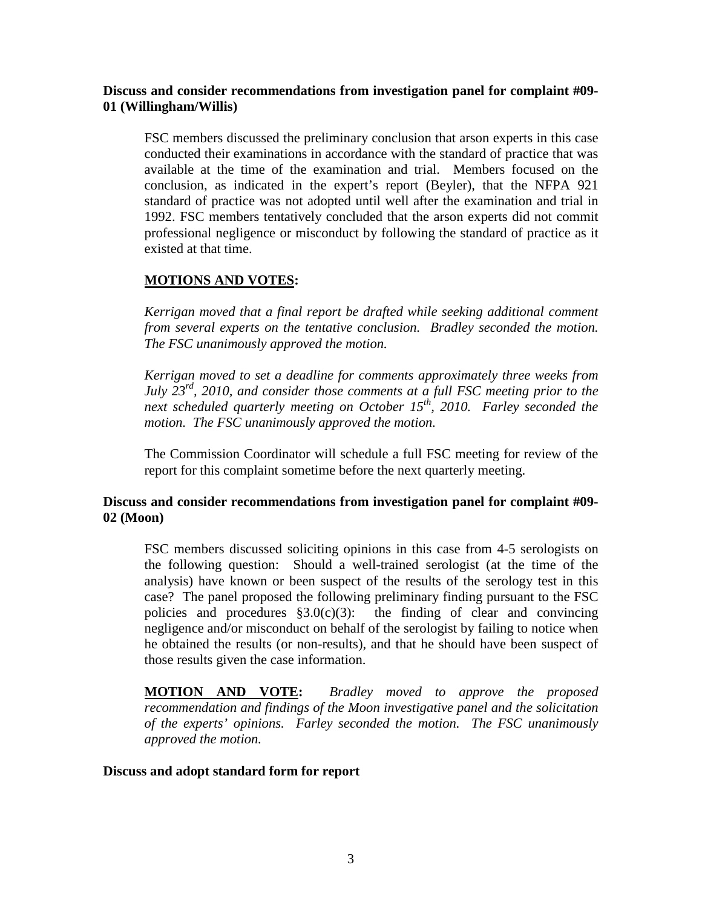**Discuss and consider recommendations from investigation panel for complaint #09-01 (Willingham/Willis)**

FSC members discussed the preliminary conclusion that arson experts in this case conducted their examinations in accordance with the standard of practice that was available at the time of the examination and trial. Members focused on the conclusion, as indicated in the expert's report (Beyler), that the NFPA 921 standard of practice was not adopted until well after the examination and trial in 1992. FSC members tentatively concluded that the arson experts did not commit professional negligence or misconduct by following the standard of practice as it existed at that time.

**MOTIONS AND VOTES:**

*Kerrigan moved that a final report be drafted while seeking additional comment from several experts on the tentative conclusion. Bradley seconded the motion. The FSC unanimously approved the motion.*

*Kerrigan moved to set a deadline for comments approximately three weeks from July 23rd, 2010, and consider those comments at a full FSC meeting prior to the next scheduled quarterly meeting on October 15th, 2010. Farley seconded the motion. The FSC unanimously approved the motion.*

The Commission Coordinator will schedule a full FSC meeting for review of the report for this complaint sometime before the next quarterly meeting.

**Discuss and consider recommendations from investigation panel for complaint #09-02 (Moon)**

FSC members discussed soliciting opinions in this case from 4-5 serologists on the following question: Should a well-trained serologist (at the time of the analysis) have known or been suspect of the results of the serology test in this case? The panel proposed the following preliminary finding pursuant to the FSC policies and procedures §3.0(c)(3): the finding of clear and convincing negligence and/or misconduct on behalf of the serologist by failing to notice when he obtained the results (or non-results), and that he should have been suspect of those results given the case information.

**MOTION AND VOTE:** *Bradley moved to approve the proposed recommendation and findings of the Moon investigative panel and the solicitation of the experts' opinions. Farley seconded the motion. The FSC unanimously approved the motion.*

**Discuss and adopt standard form for report**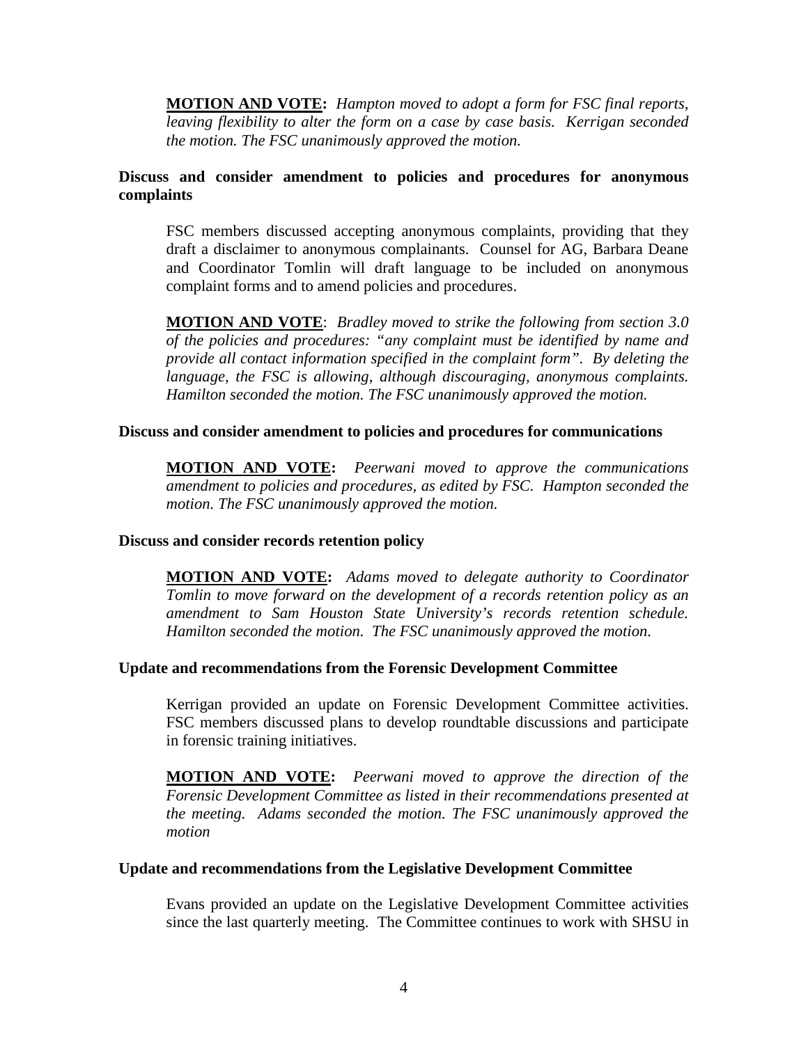**MOTION AND VOTE:** *Hampton moved to adopt a form for FSC final reports, leaving flexibility to alter the form on a case by case basis. Kerrigan seconded the motion. The FSC unanimously approved the motion.*

**Discuss and consider amendment to policies and procedures for anonymous complaints**

FSC members discussed accepting anonymous complaints, providing that they draft a disclaimer to anonymous complainants. Counsel for AG, Barbara Deane and Coordinator Tomlin will draft language to be included on anonymous complaint forms and to amend policies and procedures.

**MOTION AND VOTE**: *Bradley moved to strike the following from section 3.0 of the policies and procedures: "any complaint must be identified by name and provide all contact information specified in the complaint form". By deleting the language, the FSC is allowing, although discouraging, anonymous complaints. Hamilton seconded the motion. The FSC unanimously approved the motion.*

**Discuss and consider amendment to policies and procedures for communications**

**MOTION AND VOTE:** *Peerwani moved to approve the communications amendment to policies and procedures, as edited by FSC. Hampton seconded the motion. The FSC unanimously approved the motion.*

**Discuss and consider records retention policy**

**MOTION AND VOTE:** *Adams moved to delegate authority to Coordinator Tomlin to move forward on the development of a records retention policy as an amendment to Sam Houston State University's records retention schedule. Hamilton seconded the motion. The FSC unanimously approved the motion.*

**Update and recommendations from the Forensic Development Committee**

Kerrigan provided an update on Forensic Development Committee activities. FSC members discussed plans to develop roundtable discussions and participate in forensic training initiatives.

**MOTION AND VOTE:** *Peerwani moved to approve the direction of the Forensic Development Committee as listed in their recommendations presented at the meeting. Adams seconded the motion. The FSC unanimously approved the motion*

**Update and recommendations from the Legislative Development Committee**

Evans provided an update on the Legislative Development Committee activities since the last quarterly meeting. The Committee continues to work with SHSU in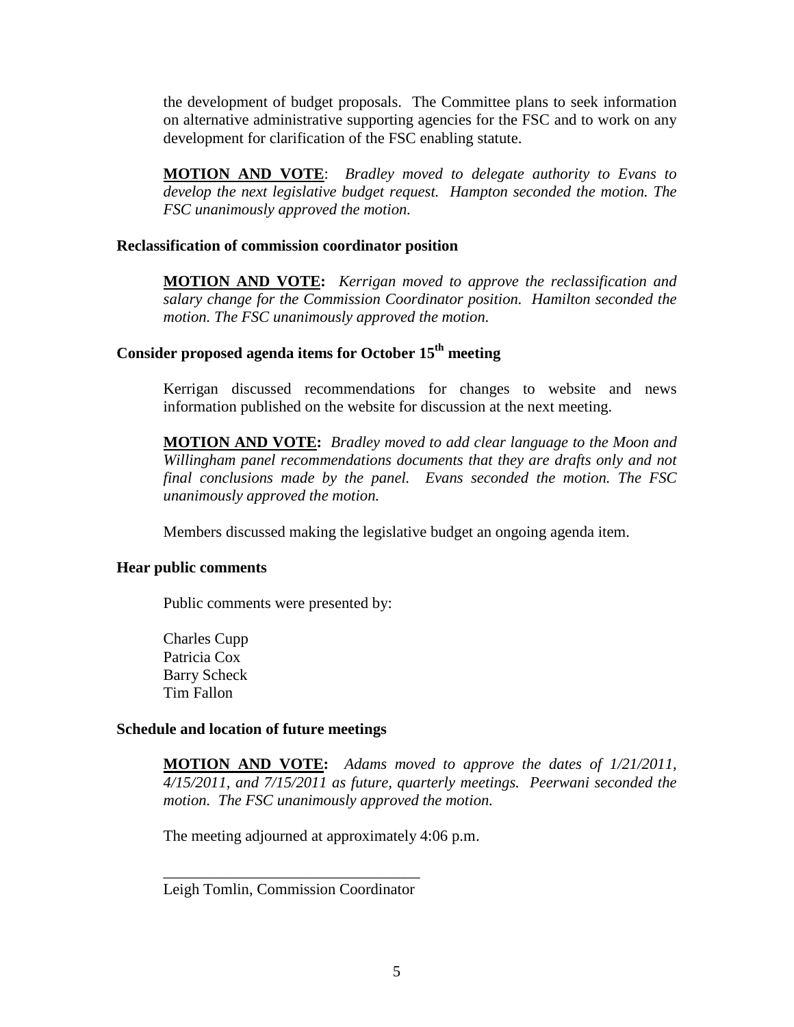the development of budget proposals. The Committee plans to seek information on alternative administrative supporting agencies for the FSC and to work on any development for clarification of the FSC enabling statute.

**MOTION AND VOTE**: *Bradley moved to delegate authority to Evans to develop the next legislative budget request. Hampton seconded the motion. The FSC unanimously approved the motion.*

### Reclassification of commission coordinator position

**MOTION AND VOTE:** *Kerrigan moved to approve the reclassification and salary change for the Commission Coordinator position. Hamilton seconded the motion. The FSC unanimously approved the motion.*

### Consider proposed agenda items for October 15th meeting

Kerrigan discussed recommendations for changes to website and news information published on the website for discussion at the next meeting.

**MOTION AND VOTE:** *Bradley moved to add clear language to the Moon and Willingham panel recommendations documents that they are drafts only and not final conclusions made by the panel. Evans seconded the motion. The FSC unanimously approved the motion.*

Members discussed making the legislative budget an ongoing agenda item.

### Hear public comments

Public comments were presented by:

Charles Cupp  
Patricia Cox  
Barry Scheck  
Tim Fallon

### Schedule and location of future meetings

**MOTION AND VOTE:** *Adams moved to approve the dates of 1/21/2011, 4/15/2011, and 7/15/2011 as future, quarterly meetings. Peerwani seconded the motion. The FSC unanimously approved the motion.*

The meeting adjourned at approximately 4:06 p.m.

\_\_\_\_\_\_\_\_\_\_\_\_\_\_\_\_\_\_\_\_\_\_\_\_\_\_\_\_\_\_\_\_\_\_  
Leigh Tomlin, Commission Coordinator